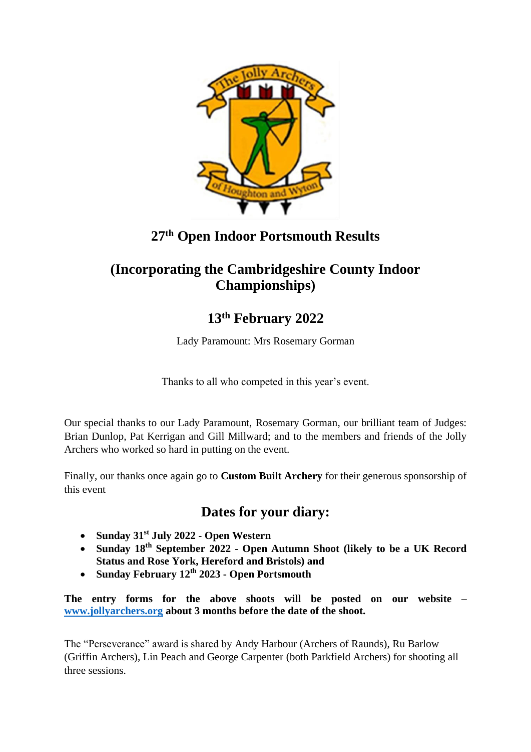# 27th Open Indoor Portsmouth Results

## (Incorporating the Cambridgeshire County Indoor Championships)

## 13th February 2022

Lady Paramount: Mrs Rosemary Gorman

Thanks to all who competed in this year's event.

Our special thanks to our Lady Paramount, Rosemary Gorman, our brilliant team of Judges: Brian Dunlop, Pat Kerrigan and Gill Millward; and to the members and friends of the Jolly Archers who worked so hard in putting on the event.

Finally, our thanks once again go to **Custom Built Archery** for their generous sponsorship of this event

## Dates for your diary:

- **Sunday 31st July 2022 - Open Western**
- **Sunday 18th September 2022 - Open Autumn Shoot (likely to be a UK Record Status and Rose York, Hereford and Bristols) and**
- **Sunday February 12th 2023 - Open Portsmouth**

**The entry forms for the above shoots will be posted on our website – [www.jollyarchers.org](http://www.jollyarchers.org) about 3 months before the date of the shoot.**

The "Perseverance" award is shared by Andy Harbour (Archers of Raunds), Ru Barlow (Griffin Archers), Lin Peach and George Carpenter (both Parkfield Archers) for shooting all three sessions.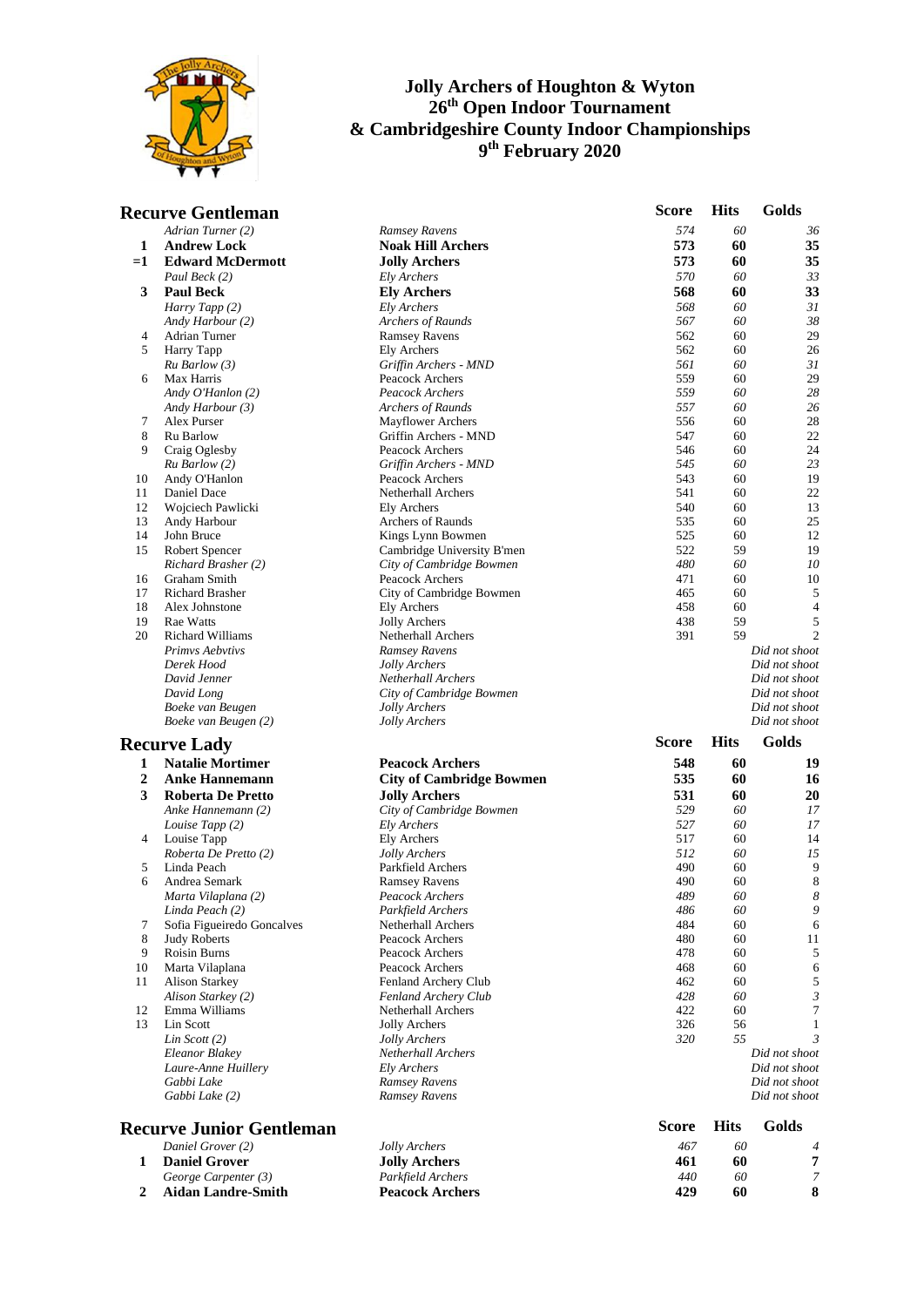# Jolly Archers of Houghton & Wyton
# 26th Open Indoor Tournament
# & Cambridgeshire County Indoor Championships
# 9th February 2020

## Recurve Gentleman

| | Name | Club | Score | Hits | Golds |
|---|---|---|---|---|---|
| | *Adrian Turner (2)* | *Ramsey Ravens* | *574* | *60* | *36* |
| **1** | **Andrew Lock** | **Noak Hill Archers** | **573** | **60** | **35** |
| **=1** | **Edward McDermott** | **Jolly Archers** | **573** | **60** | **35** |
| | *Paul Beck (2)* | *Ely Archers* | *570* | *60* | *33* |
| **3** | **Paul Beck** | **Ely Archers** | **568** | **60** | **33** |
| | *Harry Tapp (2)* | *Ely Archers* | *568* | *60* | *31* |
| | *Andy Harbour (2)* | *Archers of Raunds* | *567* | *60* | *38* |
| 4 | Adrian Turner | Ramsey Ravens | 562 | 60 | 29 |
| 5 | Harry Tapp | Ely Archers | 562 | 60 | 26 |
| | *Ru Barlow (3)* | *Griffin Archers - MND* | *561* | *60* | *31* |
| 6 | Max Harris | Peacock Archers | 559 | 60 | 29 |
| | *Andy O'Hanlon (2)* | *Peacock Archers* | *559* | *60* | *28* |
| | *Andy Harbour (3)* | *Archers of Raunds* | *557* | *60* | *26* |
| 7 | Alex Purser | Mayflower Archers | 556 | 60 | 28 |
| 8 | Ru Barlow | Griffin Archers - MND | 547 | 60 | 22 |
| 9 | Craig Oglesby | Peacock Archers | 546 | 60 | 24 |
| | *Ru Barlow (2)* | *Griffin Archers - MND* | *545* | *60* | *23* |
| 10 | Andy O'Hanlon | Peacock Archers | 543 | 60 | 19 |
| 11 | Daniel Dace | Netherhall Archers | 541 | 60 | 22 |
| 12 | Wojciech Pawlicki | Ely Archers | 540 | 60 | 13 |
| 13 | Andy Harbour | Archers of Raunds | 535 | 60 | 25 |
| 14 | John Bruce | Kings Lynn Bowmen | 525 | 60 | 12 |
| 15 | Robert Spencer | Cambridge University B'men | 522 | 59 | 19 |
| | *Richard Brasher (2)* | *City of Cambridge Bowmen* | *480* | *60* | *10* |
| 16 | Graham Smith | Peacock Archers | 471 | 60 | 10 |
| 17 | Richard Brasher | City of Cambridge Bowmen | 465 | 60 | 5 |
| 18 | Alex Johnstone | Ely Archers | 458 | 60 | 4 |
| 19 | Rae Watts | Jolly Archers | 438 | 59 | 5 |
| 20 | Richard Williams | Netherhall Archers | 391 | 59 | 2 |
| | *Primvs Aebvtivs* | *Ramsey Ravens* | | | *Did not shoot* |
| | *Derek Hood* | *Jolly Archers* | | | *Did not shoot* |
| | *David Jenner* | *Netherhall Archers* | | | *Did not shoot* |
| | *David Long* | *City of Cambridge Bowmen* | | | *Did not shoot* |
| | *Boeke van Beugen* | *Jolly Archers* | | | *Did not shoot* |
| | *Boeke van Beugen (2)* | *Jolly Archers* | | | *Did not shoot* |

## Recurve Lady

| | Name | Club | Score | Hits | Golds |
|---|---|---|---|---|---|
| **1** | **Natalie Mortimer** | **Peacock Archers** | **548** | **60** | **19** |
| **2** | **Anke Hannemann** | **City of Cambridge Bowmen** | **535** | **60** | **16** |
| **3** | **Roberta De Pretto** | **Jolly Archers** | **531** | **60** | **20** |
| | *Anke Hannemann (2)* | *City of Cambridge Bowmen* | *529* | *60* | *17* |
| | *Louise Tapp (2)* | *Ely Archers* | *527* | *60* | *17* |
| 4 | Louise Tapp | Ely Archers | 517 | 60 | 14 |
| | *Roberta De Pretto (2)* | *Jolly Archers* | *512* | *60* | *15* |
| 5 | Linda Peach | Parkfield Archers | 490 | 60 | 9 |
| 6 | Andrea Semark | Ramsey Ravens | 490 | 60 | 8 |
| | *Marta Vilaplana (2)* | *Peacock Archers* | *489* | *60* | *8* |
| | *Linda Peach (2)* | *Parkfield Archers* | *486* | *60* | *9* |
| 7 | Sofia Figueiredo Goncalves | Netherhall Archers | 484 | 60 | 6 |
| 8 | Judy Roberts | Peacock Archers | 480 | 60 | 11 |
| 9 | Roisin Burns | Peacock Archers | 478 | 60 | 5 |
| 10 | Marta Vilaplana | Peacock Archers | 468 | 60 | 6 |
| 11 | Alison Starkey | Fenland Archery Club | 462 | 60 | 5 |
| | *Alison Starkey (2)* | *Fenland Archery Club* | *428* | *60* | *3* |
| 12 | Emma Williams | Netherhall Archers | 422 | 60 | 7 |
| 13 | Lin Scott | Jolly Archers | 326 | 56 | 1 |
| | *Lin Scott (2)* | *Jolly Archers* | *320* | *55* | *3* |
| | *Eleanor Blakey* | *Netherhall Archers* | | | *Did not shoot* |
| | *Laure-Anne Huillery* | *Ely Archers* | | | *Did not shoot* |
| | *Gabbi Lake* | *Ramsey Ravens* | | | *Did not shoot* |
| | *Gabbi Lake (2)* | *Ramsey Ravens* | | | *Did not shoot* |

## Recurve Junior Gentleman

| | Name | Club | Score | Hits | Golds |
|---|---|---|---|---|---|
| | *Daniel Grover (2)* | *Jolly Archers* | *467* | *60* | *4* |
| **1** | **Daniel Grover** | **Jolly Archers** | **461** | **60** | **7** |
| | *George Carpenter (3)* | *Parkfield Archers* | *440* | *60* | *7* |
| **2** | **Aidan Landre-Smith** | **Peacock Archers** | **429** | **60** | **8** |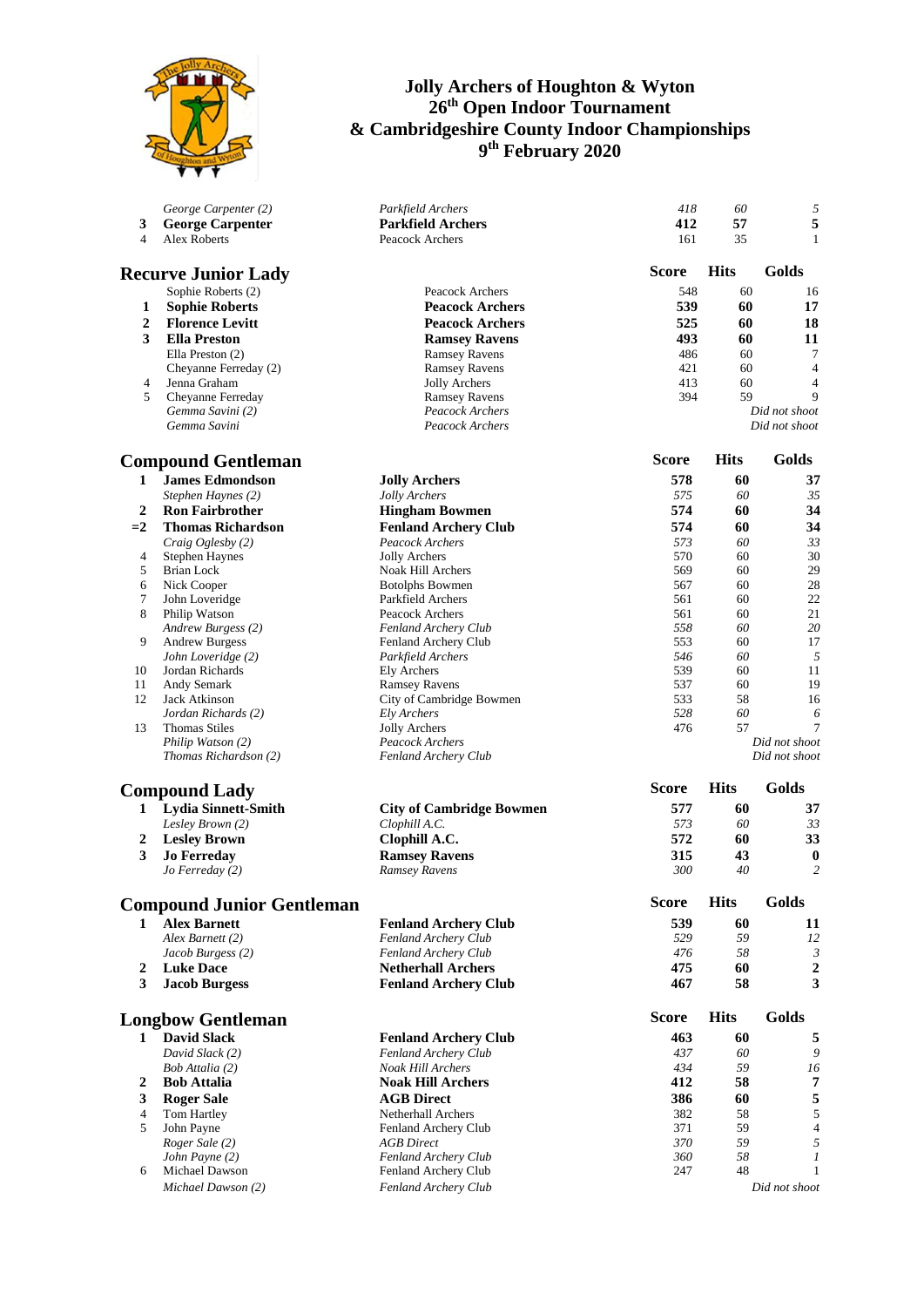# Jolly Archers of Houghton & Wyton
## 26th Open Indoor Tournament
## & Cambridgeshire County Indoor Championships
## 9th February 2020

| | Name | Club | Score | Hits | Golds |
|---|---|---|---|---|---|
| | *George Carpenter (2)* | *Parkfield Archers* | *418* | *60* | *5* |
| **3** | **George Carpenter** | **Parkfield Archers** | **412** | **57** | **5** |
| 4 | Alex Roberts | Peacock Archers | 161 | 35 | 1 |

## Recurve Junior Lady

| | Name | Club | Score | Hits | Golds |
|---|---|---|---|---|---|
| | Sophie Roberts (2) | Peacock Archers | 548 | 60 | 16 |
| **1** | **Sophie Roberts** | **Peacock Archers** | **539** | **60** | **17** |
| **2** | **Florence Levitt** | **Peacock Archers** | **525** | **60** | **18** |
| **3** | **Ella Preston** | **Ramsey Ravens** | **493** | **60** | **11** |
| | Ella Preston (2) | Ramsey Ravens | 486 | 60 | 7 |
| | Cheyanne Ferreday (2) | Ramsey Ravens | 421 | 60 | 4 |
| 4 | Jenna Graham | Jolly Archers | 413 | 60 | 4 |
| 5 | Cheyanne Ferreday | Ramsey Ravens | 394 | 59 | 9 |
| | *Gemma Savini (2)* | *Peacock Archers* | | | *Did not shoot* |
| | *Gemma Savini* | *Peacock Archers* | | | *Did not shoot* |

## Compound Gentleman

| | Name | Club | Score | Hits | Golds |
|---|---|---|---|---|---|
| **1** | **James Edmondson** | **Jolly Archers** | **578** | **60** | **37** |
| | *Stephen Haynes (2)* | *Jolly Archers* | *575* | *60* | *35* |
| **2** | **Ron Fairbrother** | **Hingham Bowmen** | **574** | **60** | **34** |
| **=2** | **Thomas Richardson** | **Fenland Archery Club** | **574** | **60** | **34** |
| | *Craig Oglesby (2)* | *Peacock Archers* | *573* | *60* | *33* |
| 4 | Stephen Haynes | Jolly Archers | 570 | 60 | 30 |
| 5 | Brian Lock | Noak Hill Archers | 569 | 60 | 29 |
| 6 | Nick Cooper | Botolphs Bowmen | 567 | 60 | 28 |
| 7 | John Loveridge | Parkfield Archers | 561 | 60 | 22 |
| 8 | Philip Watson | Peacock Archers | 561 | 60 | 21 |
| | *Andrew Burgess (2)* | *Fenland Archery Club* | *558* | *60* | *20* |
| 9 | Andrew Burgess | Fenland Archery Club | 553 | 60 | 17 |
| | *John Loveridge (2)* | *Parkfield Archers* | *546* | *60* | *5* |
| 10 | Jordan Richards | Ely Archers | 539 | 60 | 11 |
| 11 | Andy Semark | Ramsey Ravens | 537 | 60 | 19 |
| 12 | Jack Atkinson | City of Cambridge Bowmen | 533 | 58 | 16 |
| | *Jordan Richards (2)* | *Ely Archers* | *528* | *60* | *6* |
| 13 | Thomas Stiles | Jolly Archers | 476 | 57 | 7 |
| | *Philip Watson (2)* | *Peacock Archers* | | | *Did not shoot* |
| | *Thomas Richardson (2)* | *Fenland Archery Club* | | | *Did not shoot* |

## Compound Lady

| | Name | Club | Score | Hits | Golds |
|---|---|---|---|---|---|
| **1** | **Lydia Sinnett-Smith** | **City of Cambridge Bowmen** | **577** | **60** | **37** |
| | *Lesley Brown (2)* | *Clophill A.C.* | *573* | *60* | *33* |
| **2** | **Lesley Brown** | **Clophill A.C.** | **572** | **60** | **33** |
| **3** | **Jo Ferreday** | **Ramsey Ravens** | **315** | **43** | **0** |
| | *Jo Ferreday (2)* | *Ramsey Ravens* | *300* | *40* | *2* |

## Compound Junior Gentleman

| | Name | Club | Score | Hits | Golds |
|---|---|---|---|---|---|
| **1** | **Alex Barnett** | **Fenland Archery Club** | **539** | **60** | **11** |
| | *Alex Barnett (2)* | *Fenland Archery Club* | *529* | *59* | *12* |
| | *Jacob Burgess (2)* | *Fenland Archery Club* | *476* | *58* | *3* |
| **2** | **Luke Dace** | **Netherhall Archers** | **475** | **60** | **2** |
| **3** | **Jacob Burgess** | **Fenland Archery Club** | **467** | **58** | **3** |

## Longbow Gentleman

| | Name | Club | Score | Hits | Golds |
|---|---|---|---|---|---|
| **1** | **David Slack** | **Fenland Archery Club** | **463** | **60** | **5** |
| | *David Slack (2)* | *Fenland Archery Club* | *437* | *60* | *9* |
| | *Bob Attalia (2)* | *Noak Hill Archers* | *434* | *59* | *16* |
| **2** | **Bob Attalia** | **Noak Hill Archers** | **412** | **58** | **7** |
| **3** | **Roger Sale** | **AGB Direct** | **386** | **60** | **5** |
| 4 | Tom Hartley | Netherhall Archers | 382 | 58 | 5 |
| 5 | John Payne | Fenland Archery Club | 371 | 59 | 4 |
| | *Roger Sale (2)* | *AGB Direct* | *370* | *59* | *5* |
| | *John Payne (2)* | *Fenland Archery Club* | *360* | *58* | *1* |
| 6 | Michael Dawson | Fenland Archery Club | 247 | 48 | 1 |
| | *Michael Dawson (2)* | *Fenland Archery Club* | | | *Did not shoot* |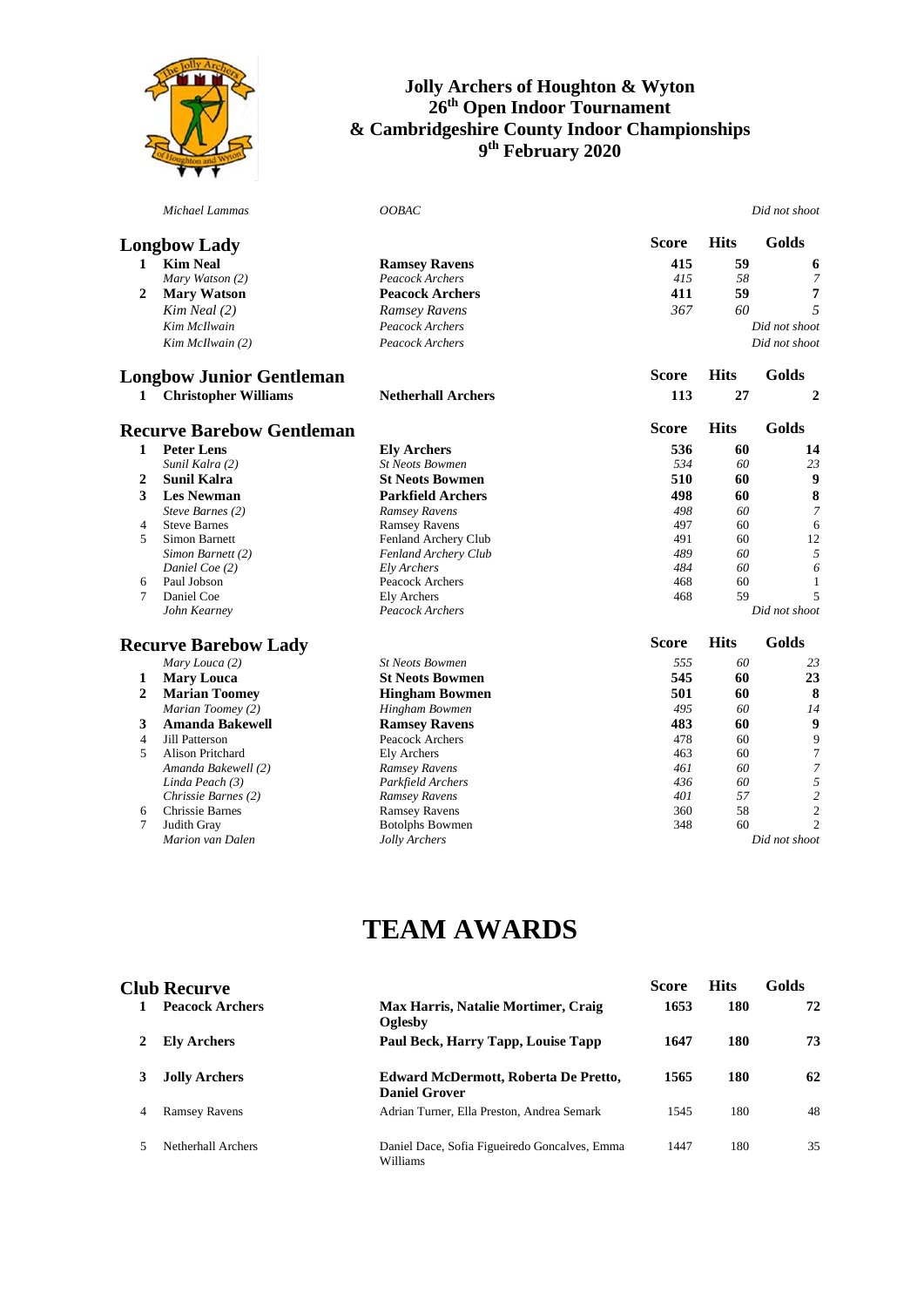# Jolly Archers of Houghton & Wyton
## 26th Open Indoor Tournament
## & Cambridgeshire County Indoor Championships
## 9th February 2020

| | | | Score | Hits | Golds |
|---|---|---|---|---|---|
| | *Michael Lammas* | *OOBAC* | | | *Did not shoot* |

### Longbow Lady

| | | | Score | Hits | Golds |
|---|---|---|---|---|---|
| **1** | **Kim Neal** | **Ramsey Ravens** | **415** | **59** | **6** |
| | *Mary Watson (2)* | *Peacock Archers* | *415* | *58* | *7* |
| **2** | **Mary Watson** | **Peacock Archers** | **411** | **59** | **7** |
| | *Kim Neal (2)* | *Ramsey Ravens* | *367* | *60* | *5* |
| | *Kim McIlwain* | *Peacock Archers* | | | *Did not shoot* |
| | *Kim McIlwain (2)* | *Peacock Archers* | | | *Did not shoot* |

### Longbow Junior Gentleman

| | | | Score | Hits | Golds |
|---|---|---|---|---|---|
| **1** | **Christopher Williams** | **Netherhall Archers** | **113** | **27** | **2** |

### Recurve Barebow Gentleman

| | | | Score | Hits | Golds |
|---|---|---|---|---|---|
| **1** | **Peter Lens** | **Ely Archers** | **536** | **60** | **14** |
| | *Sunil Kalra (2)* | *St Neots Bowmen* | *534* | *60* | *23* |
| **2** | **Sunil Kalra** | **St Neots Bowmen** | **510** | **60** | **9** |
| **3** | **Les Newman** | **Parkfield Archers** | **498** | **60** | **8** |
| | *Steve Barnes (2)* | *Ramsey Ravens* | *498* | *60* | *7* |
| 4 | Steve Barnes | Ramsey Ravens | 497 | 60 | 6 |
| 5 | Simon Barnett | Fenland Archery Club | 491 | 60 | 12 |
| | *Simon Barnett (2)* | *Fenland Archery Club* | *489* | *60* | *5* |
| | *Daniel Coe (2)* | *Ely Archers* | *484* | *60* | *6* |
| 6 | Paul Jobson | Peacock Archers | 468 | 60 | 1 |
| 7 | Daniel Coe | Ely Archers | 468 | 59 | 5 |
| | *John Kearney* | *Peacock Archers* | | | *Did not shoot* |

### Recurve Barebow Lady

| | | | Score | Hits | Golds |
|---|---|---|---|---|---|
| | *Mary Louca (2)* | *St Neots Bowmen* | *555* | *60* | *23* |
| **1** | **Mary Louca** | **St Neots Bowmen** | **545** | **60** | **23** |
| **2** | **Marian Toomey** | **Hingham Bowmen** | **501** | **60** | **8** |
| | *Marian Toomey (2)* | *Hingham Bowmen* | *495* | *60* | *14* |
| **3** | **Amanda Bakewell** | **Ramsey Ravens** | **483** | **60** | **9** |
| 4 | Jill Patterson | Peacock Archers | 478 | 60 | 9 |
| 5 | Alison Pritchard | Ely Archers | 463 | 60 | 7 |
| | *Amanda Bakewell (2)* | *Ramsey Ravens* | *461* | *60* | *7* |
| | *Linda Peach (3)* | *Parkfield Archers* | *436* | *60* | *5* |
| | *Chrissie Barnes (2)* | *Ramsey Ravens* | *401* | *57* | *2* |
| 6 | Chrissie Barnes | Ramsey Ravens | 360 | 58 | 2 |
| 7 | Judith Gray | Botolphs Bowmen | 348 | 60 | 2 |
| | *Marion van Dalen* | *Jolly Archers* | | | *Did not shoot* |

# TEAM AWARDS

### Club Recurve

| | | | Score | Hits | Golds |
|---|---|---|---|---|---|
| **1** | **Peacock Archers** | **Max Harris, Natalie Mortimer, Craig Oglesby** | **1653** | **180** | **72** |
| **2** | **Ely Archers** | **Paul Beck, Harry Tapp, Louise Tapp** | **1647** | **180** | **73** |
| **3** | **Jolly Archers** | **Edward McDermott, Roberta De Pretto, Daniel Grover** | **1565** | **180** | **62** |
| 4 | Ramsey Ravens | Adrian Turner, Ella Preston, Andrea Semark | 1545 | 180 | 48 |
| 5 | Netherhall Archers | Daniel Dace, Sofia Figueiredo Goncalves, Emma Williams | 1447 | 180 | 35 |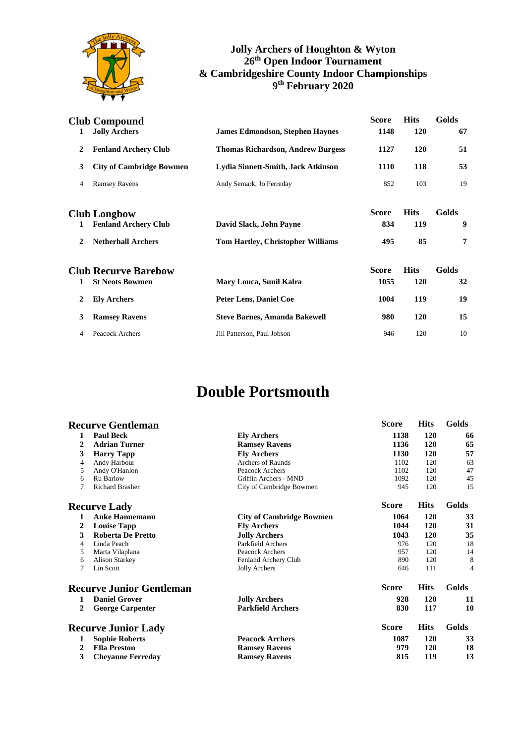# Jolly Archers of Houghton & Wyton
## 26th Open Indoor Tournament
## & Cambridgeshire County Indoor Championships
## 9th February 2020

### Club Compound

| | Club | Archers | Score | Hits | Golds |
|---|---|---|---|---|---|
| **1** | **Jolly Archers** | **James Edmondson, Stephen Haynes** | **1148** | **120** | **67** |
| **2** | **Fenland Archery Club** | **Thomas Richardson, Andrew Burgess** | **1127** | **120** | **51** |
| **3** | **City of Cambridge Bowmen** | **Lydia Sinnett-Smith, Jack Atkinson** | **1110** | **118** | **53** |
| 4 | Ramsey Ravens | Andy Semark, Jo Ferreday | 852 | 103 | 19 |

### Club Longbow

| | Club | Archers | Score | Hits | Golds |
|---|---|---|---|---|---|
| **1** | **Fenland Archery Club** | **David Slack, John Payne** | **834** | **119** | **9** |
| **2** | **Netherhall Archers** | **Tom Hartley, Christopher Williams** | **495** | **85** | **7** |

### Club Recurve Barebow

| | Club | Archers | Score | Hits | Golds |
|---|---|---|---|---|---|
| **1** | **St Neots Bowmen** | **Mary Louca, Sunil Kalra** | **1055** | **120** | **32** |
| **2** | **Ely Archers** | **Peter Lens, Daniel Coe** | **1004** | **119** | **19** |
| **3** | **Ramsey Ravens** | **Steve Barnes, Amanda Bakewell** | **980** | **120** | **15** |
| 4 | Peacock Archers | Jill Patterson, Paul Jobson | 946 | 120 | 10 |

# Double Portsmouth

### Recurve Gentleman

| | Name | Club | Score | Hits | Golds |
|---|---|---|---|---|---|
| **1** | **Paul Beck** | **Ely Archers** | **1138** | **120** | **66** |
| **2** | **Adrian Turner** | **Ramsey Ravens** | **1136** | **120** | **65** |
| **3** | **Harry Tapp** | **Ely Archers** | **1130** | **120** | **57** |
| 4 | Andy Harbour | Archers of Raunds | 1102 | 120 | 63 |
| 5 | Andy O'Hanlon | Peacock Archers | 1102 | 120 | 47 |
| 6 | Ru Barlow | Griffin Archers - MND | 1092 | 120 | 45 |
| 7 | Richard Brasher | City of Cambridge Bowmen | 945 | 120 | 15 |

### Recurve Lady

| | Name | Club | Score | Hits | Golds |
|---|---|---|---|---|---|
| **1** | **Anke Hannemann** | **City of Cambridge Bowmen** | **1064** | **120** | **33** |
| **2** | **Louise Tapp** | **Ely Archers** | **1044** | **120** | **31** |
| **3** | **Roberta De Pretto** | **Jolly Archers** | **1043** | **120** | **35** |
| 4 | Linda Peach | Parkfield Archers | 976 | 120 | 18 |
| 5 | Marta Vilaplana | Peacock Archers | 957 | 120 | 14 |
| 6 | Alison Starkey | Fenland Archery Club | 890 | 120 | 8 |
| 7 | Lin Scott | Jolly Archers | 646 | 111 | 4 |

### Recurve Junior Gentleman

| | Name | Club | Score | Hits | Golds |
|---|---|---|---|---|---|
| **1** | **Daniel Grover** | **Jolly Archers** | **928** | **120** | **11** |
| **2** | **George Carpenter** | **Parkfield Archers** | **830** | **117** | **10** |

### Recurve Junior Lady

| | Name | Club | Score | Hits | Golds |
|---|---|---|---|---|---|
| **1** | **Sophie Roberts** | **Peacock Archers** | **1087** | **120** | **33** |
| **2** | **Ella Preston** | **Ramsey Ravens** | **979** | **120** | **18** |
| **3** | **Cheyanne Ferreday** | **Ramsey Ravens** | **815** | **119** | **13** |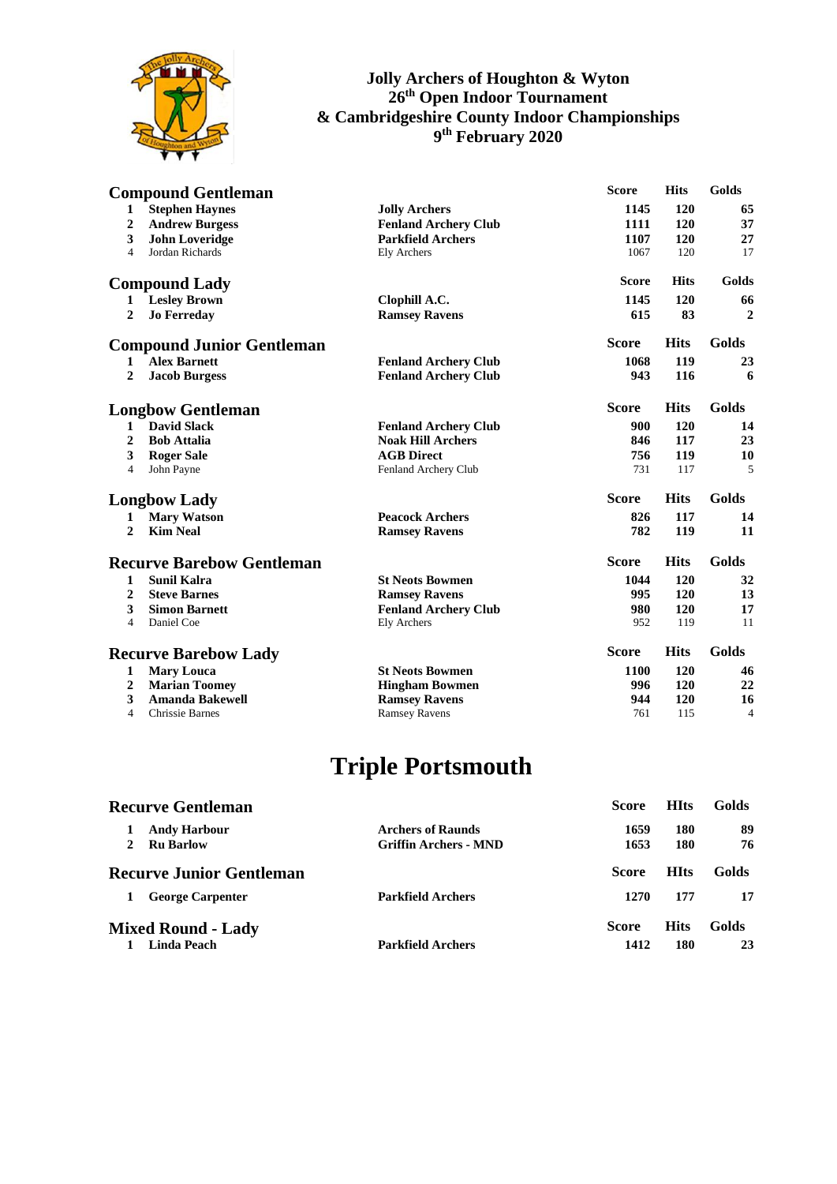# Jolly Archers of Houghton & Wyton
# 26th Open Indoor Tournament
# & Cambridgeshire County Indoor Championships
# 9th February 2020

## Compound Gentleman

| | | | Score | Hits | Golds |
|---|---|---|---|---|---|
| **1** | **Stephen Haynes** | **Jolly Archers** | **1145** | **120** | **65** |
| **2** | **Andrew Burgess** | **Fenland Archery Club** | **1111** | **120** | **37** |
| **3** | **John Loveridge** | **Parkfield Archers** | **1107** | **120** | **27** |
| 4 | Jordan Richards | Ely Archers | 1067 | 120 | 17 |

## Compound Lady

| | | | Score | Hits | Golds |
|---|---|---|---|---|---|
| **1** | **Lesley Brown** | **Clophill A.C.** | **1145** | **120** | **66** |
| **2** | **Jo Ferreday** | **Ramsey Ravens** | **615** | **83** | **2** |

## Compound Junior Gentleman

| | | | Score | Hits | Golds |
|---|---|---|---|---|---|
| **1** | **Alex Barnett** | **Fenland Archery Club** | **1068** | **119** | **23** |
| **2** | **Jacob Burgess** | **Fenland Archery Club** | **943** | **116** | **6** |

## Longbow Gentleman

| | | | Score | Hits | Golds |
|---|---|---|---|---|---|
| **1** | **David Slack** | **Fenland Archery Club** | **900** | **120** | **14** |
| **2** | **Bob Attalia** | **Noak Hill Archers** | **846** | **117** | **23** |
| **3** | **Roger Sale** | **AGB Direct** | **756** | **119** | **10** |
| 4 | John Payne | Fenland Archery Club | 731 | 117 | 5 |

## Longbow Lady

| | | | Score | Hits | Golds |
|---|---|---|---|---|---|
| **1** | **Mary Watson** | **Peacock Archers** | **826** | **117** | **14** |
| **2** | **Kim Neal** | **Ramsey Ravens** | **782** | **119** | **11** |

## Recurve Barebow Gentleman

| | | | Score | Hits | Golds |
|---|---|---|---|---|---|
| **1** | **Sunil Kalra** | **St Neots Bowmen** | **1044** | **120** | **32** |
| **2** | **Steve Barnes** | **Ramsey Ravens** | **995** | **120** | **13** |
| **3** | **Simon Barnett** | **Fenland Archery Club** | **980** | **120** | **17** |
| 4 | Daniel Coe | Ely Archers | 952 | 119 | 11 |

## Recurve Barebow Lady

| | | | Score | Hits | Golds |
|---|---|---|---|---|---|
| **1** | **Mary Louca** | **St Neots Bowmen** | **1100** | **120** | **46** |
| **2** | **Marian Toomey** | **Hingham Bowmen** | **996** | **120** | **22** |
| **3** | **Amanda Bakewell** | **Ramsey Ravens** | **944** | **120** | **16** |
| 4 | Chrissie Barnes | Ramsey Ravens | 761 | 115 | 4 |

# Triple Portsmouth

## Recurve Gentleman

| | | | Score | HIts | Golds |
|---|---|---|---|---|---|
| **1** | **Andy Harbour** | **Archers of Raunds** | **1659** | **180** | **89** |
| **2** | **Ru Barlow** | **Griffin Archers - MND** | **1653** | **180** | **76** |

## Recurve Junior Gentleman

| | | | Score | HIts | Golds |
|---|---|---|---|---|---|
| **1** | **George Carpenter** | **Parkfield Archers** | **1270** | **177** | **17** |

## Mixed Round - Lady

| | | | Score | Hits | Golds |
|---|---|---|---|---|---|
| **1** | **Linda Peach** | **Parkfield Archers** | **1412** | **180** | **23** |